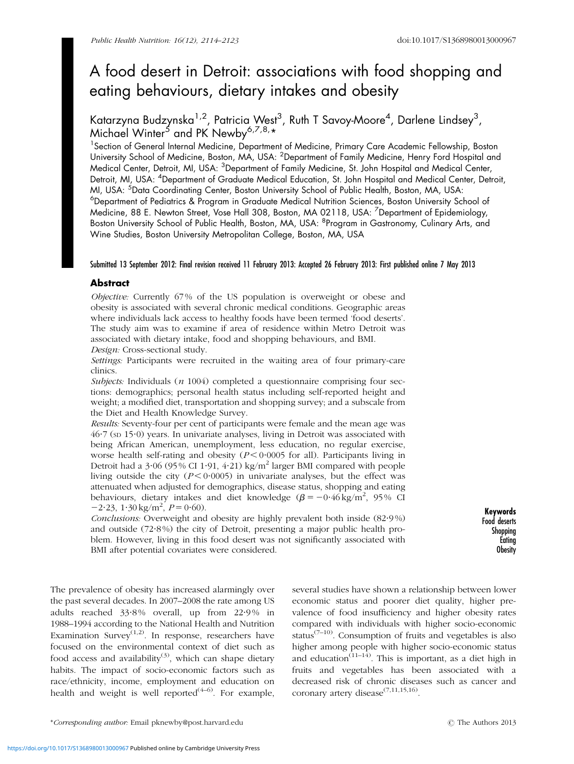# A food desert in Detroit: associations with food shopping and eating behaviours, dietary intakes and obesity

Katarzyna Budzynska[1,2], Patricia West[3], Ruth T Savoy-Moore[4], Darlene Lindsey[3], Michael Winter[5] and PK Newby[6,7,8,*]

[1]Section of General Internal Medicine, Department of Medicine, Primary Care Academic Fellowship, Boston University School of Medicine, Boston, MA, USA: [2]Department of Family Medicine, Henry Ford Hospital and Medical Center, Detroit, MI, USA: [3]Department of Family Medicine, St. John Hospital and Medical Center, Detroit, MI, USA: [4]Department of Graduate Medical Education, St. John Hospital and Medical Center, Detroit, MI, USA: [5]Data Coordinating Center, Boston University School of Public Health, Boston, MA, USA: [6]Department of Pediatrics & Program in Graduate Medical Nutrition Sciences, Boston University School of Medicine, 88 E. Newton Street, Vose Hall 308, Boston, MA 02118, USA: [7]Department of Epidemiology, Boston University School of Public Health, Boston, MA, USA: [8]Program in Gastronomy, Culinary Arts, and Wine Studies, Boston University Metropolitan College, Boston, MA, USA

Submitted 13 September 2012: Final revision received 11 February 2013: Accepted 26 February 2013: First published online 7 May 2013

## Abstract

*Objective:* Currently 67 % of the US population is overweight or obese and obesity is associated with several chronic medical conditions. Geographic areas where individuals lack access to healthy foods have been termed 'food deserts'. The study aim was to examine if area of residence within Metro Detroit was associated with dietary intake, food and shopping behaviours, and BMI.

*Design:* Cross-sectional study.

*Settings:* Participants were recruited in the waiting area of four primary-care clinics.

*Subjects:* Individuals ($n$ 1004) completed a questionnaire comprising four sections: demographics; personal health status including self-reported height and weight; a modified diet, transportation and shopping survey; and a subscale from the Diet and Health Knowledge Survey.

*Results:* Seventy-four per cent of participants were female and the mean age was 46·7 (SD 15·0) years. In univariate analyses, living in Detroit was associated with being African American, unemployment, less education, no regular exercise, worse health self-rating and obesity ($P < 0·0005$ for all). Participants living in Detroit had a 3·06 (95 % CI 1·91, 4·21) kg/m$^2$ larger BMI compared with people living outside the city ($P < 0·0005$) in univariate analyses, but the effect was attenuated when adjusted for demographics, disease status, shopping and eating behaviours, dietary intakes and diet knowledge ($\beta = -0·46$ kg/m$^2$, 95 % CI $-2·23$, 1·30 kg/m$^2$, $P = 0·60$).

*Conclusions:* Overweight and obesity are highly prevalent both inside (82·9 %) and outside (72·8 %) the city of Detroit, presenting a major public health problem. However, living in this food desert was not significantly associated with BMI after potential covariates were considered.

**Keywords**
Food deserts
Shopping
Eating
Obesity

The prevalence of obesity has increased alarmingly over the past several decades. In 2007–2008 the rate among US adults reached 33·8 % overall, up from 22·9 % in 1988–1994 according to the National Health and Nutrition Examination Survey[1,2]. In response, researchers have focused on the environmental context of diet such as food access and availability[3], which can shape dietary habits. The impact of socio-economic factors such as race/ethnicity, income, employment and education on health and weight is well reported[4–6]. For example, several studies have shown a relationship between lower economic status and poorer diet quality, higher prevalence of food insufficiency and higher obesity rates compared with individuals with higher socio-economic status[7–10]. Consumption of fruits and vegetables is also higher among people with higher socio-economic status and education[11–14]. This is important, as a diet high in fruits and vegetables has been associated with a decreased risk of chronic diseases such as cancer and coronary artery disease[7,11,15,16].

*Corresponding author: Email pknewby@post.harvard.edu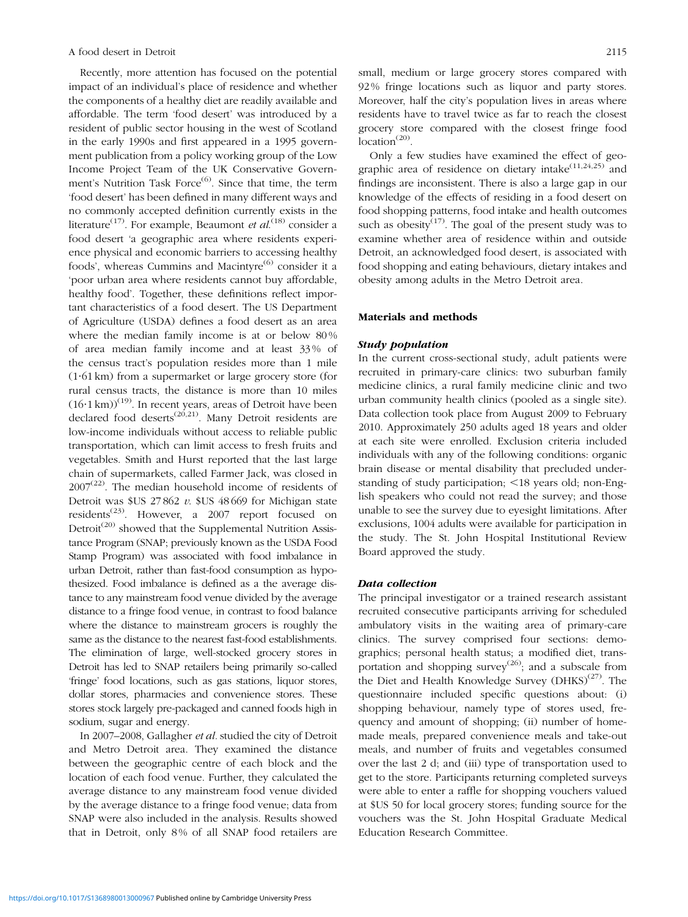Recently, more attention has focused on the potential impact of an individual's place of residence and whether the components of a healthy diet are readily available and affordable. The term 'food desert' was introduced by a resident of public sector housing in the west of Scotland in the early 1990s and first appeared in a 1995 government publication from a policy working group of the Low Income Project Team of the UK Conservative Government's Nutrition Task Force[6]. Since that time, the term 'food desert' has been defined in many different ways and no commonly accepted definition currently exists in the literature[17]. For example, Beaumont *et al.*[18] consider a food desert 'a geographic area where residents experience physical and economic barriers to accessing healthy foods', whereas Cummins and Macintyre[6] consider it a 'poor urban area where residents cannot buy affordable, healthy food'. Together, these definitions reflect important characteristics of a food desert. The US Department of Agriculture (USDA) defines a food desert as an area where the median family income is at or below 80 % of area median family income and at least 33 % of the census tract's population resides more than 1 mile (1·61 km) from a supermarket or large grocery store (for rural census tracts, the distance is more than 10 miles (16·1 km))[19]. In recent years, areas of Detroit have been declared food deserts[20,21]. Many Detroit residents are low-income individuals without access to reliable public transportation, which can limit access to fresh fruits and vegetables. Smith and Hurst reported that the last large chain of supermarkets, called Farmer Jack, was closed in 2007[22]. The median household income of residents of Detroit was $US 27 862 *v.* $US 48 669 for Michigan state residents[23]. However, a 2007 report focused on Detroit[20] showed that the Supplemental Nutrition Assistance Program (SNAP; previously known as the USDA Food Stamp Program) was associated with food imbalance in urban Detroit, rather than fast-food consumption as hypothesized. Food imbalance is defined as a the average distance to any mainstream food venue divided by the average distance to a fringe food venue, in contrast to food balance where the distance to mainstream grocers is roughly the same as the distance to the nearest fast-food establishments. The elimination of large, well-stocked grocery stores in Detroit has led to SNAP retailers being primarily so-called 'fringe' food locations, such as gas stations, liquor stores, dollar stores, pharmacies and convenience stores. These stores stock largely pre-packaged and canned foods high in sodium, sugar and energy.

In 2007–2008, Gallagher *et al.* studied the city of Detroit and Metro Detroit area. They examined the distance between the geographic centre of each block and the location of each food venue. Further, they calculated the average distance to any mainstream food venue divided by the average distance to a fringe food venue; data from SNAP were also included in the analysis. Results showed that in Detroit, only 8 % of all SNAP food retailers are small, medium or large grocery stores compared with 92 % fringe locations such as liquor and party stores. Moreover, half the city's population lives in areas where residents have to travel twice as far to reach the closest grocery store compared with the closest fringe food location[20].

Only a few studies have examined the effect of geographic area of residence on dietary intake[11,24,25] and findings are inconsistent. There is also a large gap in our knowledge of the effects of residing in a food desert on food shopping patterns, food intake and health outcomes such as obesity[17]. The goal of the present study was to examine whether area of residence within and outside Detroit, an acknowledged food desert, is associated with food shopping and eating behaviours, dietary intakes and obesity among adults in the Metro Detroit area.

## Materials and methods

### Study population

In the current cross-sectional study, adult patients were recruited in primary-care clinics: two suburban family medicine clinics, a rural family medicine clinic and two urban community health clinics (pooled as a single site). Data collection took place from August 2009 to February 2010. Approximately 250 adults aged 18 years and older at each site were enrolled. Exclusion criteria included individuals with any of the following conditions: organic brain disease or mental disability that precluded understanding of study participation; <18 years old; non-English speakers who could not read the survey; and those unable to see the survey due to eyesight limitations. After exclusions, 1004 adults were available for participation in the study. The St. John Hospital Institutional Review Board approved the study.

### Data collection

The principal investigator or a trained research assistant recruited consecutive participants arriving for scheduled ambulatory visits in the waiting area of primary-care clinics. The survey comprised four sections: demographics; personal health status; a modified diet, transportation and shopping survey[26]; and a subscale from the Diet and Health Knowledge Survey (DHKS)[27]. The questionnaire included specific questions about: (i) shopping behaviour, namely type of stores used, frequency and amount of shopping; (ii) number of home-made meals, prepared convenience meals and take-out meals, and number of fruits and vegetables consumed over the last 2 d; and (iii) type of transportation used to get to the store. Participants returning completed surveys were able to enter a raffle for shopping vouchers valued at $US 50 for local grocery stores; funding source for the vouchers was the St. John Hospital Graduate Medical Education Research Committee.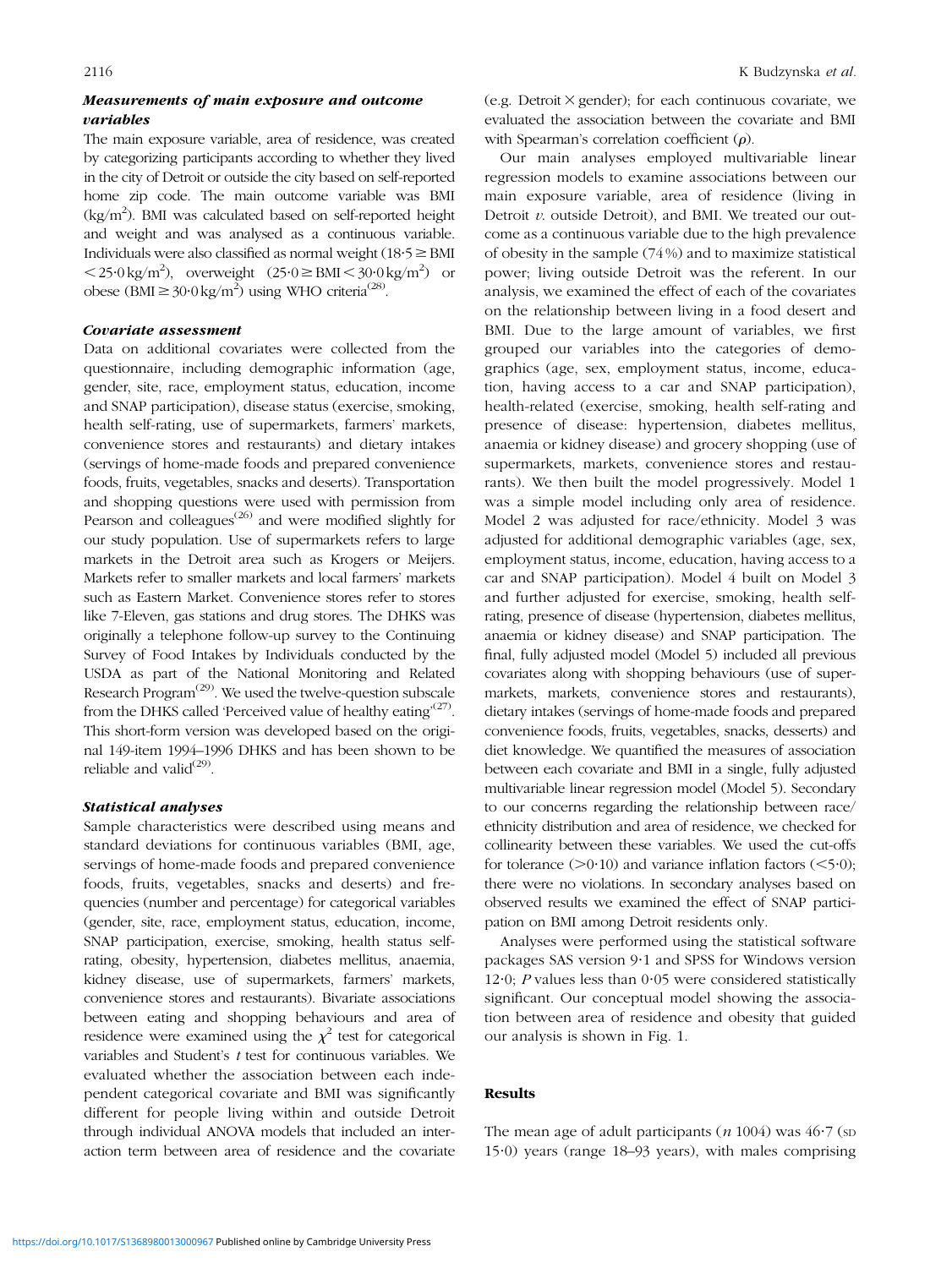### *Measurements of main exposure and outcome variables*

The main exposure variable, area of residence, was created by categorizing participants according to whether they lived in the city of Detroit or outside the city based on self-reported home zip code. The main outcome variable was BMI ($kg/m^2$). BMI was calculated based on self-reported height and weight and was analysed as a continuous variable. Individuals were also classified as normal weight ($18{\cdot}5 \geq$ BMI $< 25{\cdot}0\,kg/m^2$), overweight ($25{\cdot}0 \geq$ BMI $< 30{\cdot}0\,kg/m^2$) or obese (BMI $\geq 30{\cdot}0\,kg/m^2$) using WHO criteria[28].

### *Covariate assessment*

Data on additional covariates were collected from the questionnaire, including demographic information (age, gender, site, race, employment status, education, income and SNAP participation), disease status (exercise, smoking, health self-rating, use of supermarkets, farmers' markets, convenience stores and restaurants) and dietary intakes (servings of home-made foods and prepared convenience foods, fruits, vegetables, snacks and deserts). Transportation and shopping questions were used with permission from Pearson and colleagues[26] and were modified slightly for our study population. Use of supermarkets refers to large markets in the Detroit area such as Krogers or Meijers. Markets refer to smaller markets and local farmers' markets such as Eastern Market. Convenience stores refer to stores like 7-Eleven, gas stations and drug stores. The DHKS was originally a telephone follow-up survey to the Continuing Survey of Food Intakes by Individuals conducted by the USDA as part of the National Monitoring and Related Research Program[29]. We used the twelve-question subscale from the DHKS called 'Perceived value of healthy eating'[27]. This short-form version was developed based on the original 149-item 1994–1996 DHKS and has been shown to be reliable and valid[29].

### *Statistical analyses*

Sample characteristics were described using means and standard deviations for continuous variables (BMI, age, servings of home-made foods and prepared convenience foods, fruits, vegetables, snacks and deserts) and frequencies (number and percentage) for categorical variables (gender, site, race, employment status, education, income, SNAP participation, exercise, smoking, health status self-rating, obesity, hypertension, diabetes mellitus, anaemia, kidney disease, use of supermarkets, farmers' markets, convenience stores and restaurants). Bivariate associations between eating and shopping behaviours and area of residence were examined using the $\chi^2$ test for categorical variables and Student's $t$ test for continuous variables. We evaluated whether the association between each independent categorical covariate and BMI was significantly different for people living within and outside Detroit through individual ANOVA models that included an interaction term between area of residence and the covariate (e.g. Detroit $\times$ gender); for each continuous covariate, we evaluated the association between the covariate and BMI with Spearman's correlation coefficient ($\rho$).

Our main analyses employed multivariable linear regression models to examine associations between our main exposure variable, area of residence (living in Detroit *v.* outside Detroit), and BMI. We treated our outcome as a continuous variable due to the high prevalence of obesity in the sample (74 %) and to maximize statistical power; living outside Detroit was the referent. In our analysis, we examined the effect of each of the covariates on the relationship between living in a food desert and BMI. Due to the large amount of variables, we first grouped our variables into the categories of demographics (age, sex, employment status, income, education, having access to a car and SNAP participation), health-related (exercise, smoking, health self-rating and presence of disease: hypertension, diabetes mellitus, anaemia or kidney disease) and grocery shopping (use of supermarkets, markets, convenience stores and restaurants). We then built the model progressively. Model 1 was a simple model including only area of residence. Model 2 was adjusted for race/ethnicity. Model 3 was adjusted for additional demographic variables (age, sex, employment status, income, education, having access to a car and SNAP participation). Model 4 built on Model 3 and further adjusted for exercise, smoking, health self-rating, presence of disease (hypertension, diabetes mellitus, anaemia or kidney disease) and SNAP participation. The final, fully adjusted model (Model 5) included all previous covariates along with shopping behaviours (use of supermarkets, markets, convenience stores and restaurants), dietary intakes (servings of home-made foods and prepared convenience foods, fruits, vegetables, snacks, desserts) and diet knowledge. We quantified the measures of association between each covariate and BMI in a single, fully adjusted multivariable linear regression model (Model 5). Secondary to our concerns regarding the relationship between race/ethnicity distribution and area of residence, we checked for collinearity between these variables. We used the cut-offs for tolerance ($>0{\cdot}10$) and variance inflation factors ($<5{\cdot}0$); there were no violations. In secondary analyses based on observed results we examined the effect of SNAP participation on BMI among Detroit residents only.

Analyses were performed using the statistical software packages SAS version 9·1 and SPSS for Windows version 12·0; $P$ values less than 0·05 were considered statistically significant. Our conceptual model showing the association between area of residence and obesity that guided our analysis is shown in Fig. 1.

## Results

The mean age of adult participants ($n$ 1004) was 46·7 (SD 15·0) years (range 18–93 years), with males comprising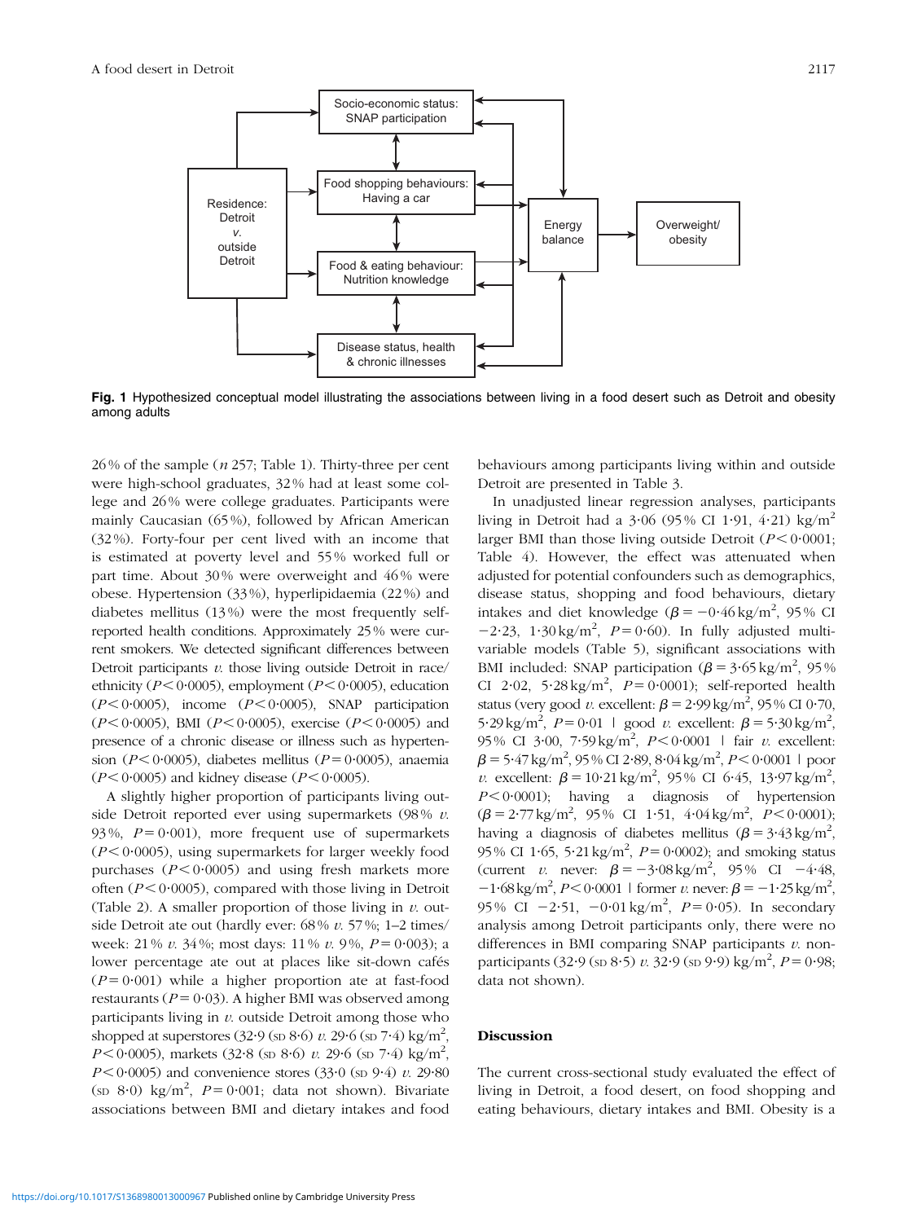**Fig. 1** Hypothesized conceptual model illustrating the associations between living in a food desert such as Detroit and obesity among adults

26 % of the sample (*n* 257; Table 1). Thirty-three per cent were high-school graduates, 32 % had at least some college and 26 % were college graduates. Participants were mainly Caucasian (65 %), followed by African American (32 %). Forty-four per cent lived with an income that is estimated at poverty level and 55 % worked full or part time. About 30 % were overweight and 46 % were obese. Hypertension (33 %), hyperlipidaemia (22 %) and diabetes mellitus (13 %) were the most frequently self-reported health conditions. Approximately 25 % were current smokers. We detected significant differences between Detroit participants *v.* those living outside Detroit in race/ethnicity ($P<0·0005$), employment ($P<0·0005$), education ($P<0·0005$), income ($P<0·0005$), SNAP participation ($P<0·0005$), BMI ($P<0·0005$), exercise ($P<0·0005$) and presence of a chronic disease or illness such as hypertension ($P<0·0005$), diabetes mellitus ($P=0·0005$), anaemia ($P<0·0005$) and kidney disease ($P<0·0005$).

A slightly higher proportion of participants living outside Detroit reported ever using supermarkets (98 % *v.* 93 %, $P=0·001$), more frequent use of supermarkets ($P<0·0005$), using supermarkets for larger weekly food purchases ($P<0·0005$) and using fresh markets more often ($P<0·0005$), compared with those living in Detroit (Table 2). A smaller proportion of those living in *v.* outside Detroit ate out (hardly ever: 68 % *v.* 57 %; 1–2 times/week: 21 % *v.* 34 %; most days: 11 % *v.* 9 %, $P=0·003$); a lower percentage ate out at places like sit-down cafés ($P=0·001$) while a higher proportion ate at fast-food restaurants ($P=0·03$). A higher BMI was observed among participants living in *v.* outside Detroit among those who shopped at superstores (32·9 (SD 8·6) *v.* 29·6 (SD 7·4) kg/m$^2$, $P<0·0005$), markets (32·8 (SD 8·6) *v.* 29·6 (SD 7·4) kg/m$^2$, $P<0·0005$) and convenience stores (33·0 (SD 9·4) *v.* 29·80 (SD 8·0) kg/m$^2$, $P=0·001$; data not shown). Bivariate associations between BMI and dietary intakes and food behaviours among participants living within and outside Detroit are presented in Table 3.

In unadjusted linear regression analyses, participants living in Detroit had a 3·06 (95 % CI 1·91, 4·21) kg/m$^2$ larger BMI than those living outside Detroit ($P<0·0001$; Table 4). However, the effect was attenuated when adjusted for potential confounders such as demographics, disease status, shopping and food behaviours, dietary intakes and diet knowledge ($\beta=-0·46$ kg/m$^2$, 95 % CI $-2·23$, 1·30 kg/m$^2$, $P=0·60$). In fully adjusted multivariable models (Table 5), significant associations with BMI included: SNAP participation ($\beta=3·65$ kg/m$^2$, 95 % CI 2·02, 5·28 kg/m$^2$, $P=0·0001$); self-reported health status (very good *v.* excellent: $\beta=2·99$ kg/m$^2$, 95 % CI 0·70, 5·29 kg/m$^2$, $P=0·01$ | good *v.* excellent: $\beta=5·30$ kg/m$^2$, 95 % CI 3·00, 7·59 kg/m$^2$, $P<0·0001$ | fair *v.* excellent: $\beta=5·47$ kg/m$^2$, 95 % CI 2·89, 8·04 kg/m$^2$, $P<0·0001$ | poor *v.* excellent: $\beta=10·21$ kg/m$^2$, 95 % CI 6·45, 13·97 kg/m$^2$, $P<0·0001$); having a diagnosis of hypertension ($\beta=2·77$ kg/m$^2$, 95 % CI 1·51, 4·04 kg/m$^2$, $P<0·0001$); having a diagnosis of diabetes mellitus ($\beta=3·43$ kg/m$^2$, 95 % CI 1·65, 5·21 kg/m$^2$, $P=0·0002$); and smoking status (current *v.* never: $\beta=-3·08$ kg/m$^2$, 95 % CI $-4·48$, $-1·68$ kg/m$^2$, $P<0·0001$ | former *v.* never: $\beta=-1·25$ kg/m$^2$, 95 % CI $-2·51$, $-0·01$ kg/m$^2$, $P=0·05$). In secondary analysis among Detroit participants only, there were no differences in BMI comparing SNAP participants *v.* non-participants (32·9 (SD 8·5) *v.* 32·9 (SD 9·9) kg/m$^2$, $P=0·98$; data not shown).

## Discussion

The current cross-sectional study evaluated the effect of living in Detroit, a food desert, on food shopping and eating behaviours, dietary intakes and BMI. Obesity is a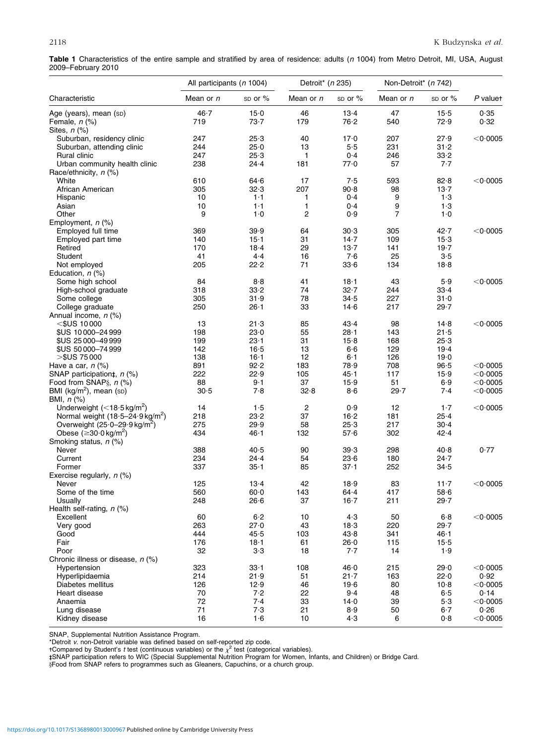**Table 1** Characteristics of the entire sample and stratified by area of residence: adults (*n* 1004) from Metro Detroit, MI, USA, August 2009–February 2010

| Characteristic | All participants (*n* 1004) | | Detroit* (*n* 235) | | Non-Detroit* (*n* 742) | | |
|---|---|---|---|---|---|---|---|
| | Mean or *n* | SD or % | Mean or *n* | SD or % | Mean or *n* | SD or % | *P* value† |
| Age (years), mean (SD) | 46·7 | 15·0 | 46 | 13·4 | 47 | 15·5 | 0·35 |
| Female, *n* (%) | 719 | 73·7 | 179 | 76·2 | 540 | 72·9 | 0·32 |
| Sites, *n* (%) | | | | | | | |
| Suburban, residency clinic | 247 | 25·3 | 40 | 17·0 | 207 | 27·9 | <0·0005 |
| Suburban, attending clinic | 244 | 25·0 | 13 | 5·5 | 231 | 31·2 | |
| Rural clinic | 247 | 25·3 | 1 | 0·4 | 246 | 33·2 | |
| Urban community health clinic | 238 | 24·4 | 181 | 77·0 | 57 | 7·7 | |
| Race/ethnicity, *n* (%) | | | | | | | |
| White | 610 | 64·6 | 17 | 7·5 | 593 | 82·8 | <0·0005 |
| African American | 305 | 32·3 | 207 | 90·8 | 98 | 13·7 | |
| Hispanic | 10 | 1·1 | 1 | 0·4 | 9 | 1·3 | |
| Asian | 10 | 1·1 | 1 | 0·4 | 9 | 1·3 | |
| Other | 9 | 1·0 | 2 | 0·9 | 7 | 1·0 | |
| Employment, *n* (%) | | | | | | | |
| Employed full time | 369 | 39·9 | 64 | 30·3 | 305 | 42·7 | <0·0005 |
| Employed part time | 140 | 15·1 | 31 | 14·7 | 109 | 15·3 | |
| Retired | 170 | 18·4 | 29 | 13·7 | 141 | 19·7 | |
| Student | 41 | 4·4 | 16 | 7·6 | 25 | 3·5 | |
| Not employed | 205 | 22·2 | 71 | 33·6 | 134 | 18·8 | |
| Education, *n* (%) | | | | | | | |
| Some high school | 84 | 8·8 | 41 | 18·1 | 43 | 5·9 | <0·0005 |
| High-school graduate | 318 | 33·2 | 74 | 32·7 | 244 | 33·4 | |
| Some college | 305 | 31·9 | 78 | 34·5 | 227 | 31·0 | |
| College graduate | 250 | 26·1 | 33 | 14·6 | 217 | 29·7 | |
| Annual income, *n* (%) | | | | | | | |
| <\$US 10 000 | 13 | 21·3 | 85 | 43·4 | 98 | 14·8 | <0·0005 |
| \$US 10 000–24 999 | 198 | 23·0 | 55 | 28·1 | 143 | 21·5 | |
| \$US 25 000–49 999 | 199 | 23·1 | 31 | 15·8 | 168 | 25·3 | |
| \$US 50 000–74 999 | 142 | 16·5 | 13 | 6·6 | 129 | 19·4 | |
| >\$US 75 000 | 138 | 16·1 | 12 | 6·1 | 126 | 19·0 | |
| Have a car, *n* (%) | 891 | 92·2 | 183 | 78·9 | 708 | 96·5 | <0·0005 |
| SNAP participation‡, *n* (%) | 222 | 22·9 | 105 | 45·1 | 117 | 15·9 | <0·0005 |
| Food from SNAP§, *n* (%) | 88 | 9·1 | 37 | 15·9 | 51 | 6·9 | <0·0005 |
| BMI (kg/m$^2$), mean (SD) | 30·5 | 7·8 | 32·8 | 8·6 | 29·7 | 7·4 | <0·0005 |
| BMI, *n* (%) | | | | | | | |
| Underweight (<18·5 kg/m$^2$) | 14 | 1·5 | 2 | 0·9 | 12 | 1·7 | <0·0005 |
| Normal weight (18·5–24·9 kg/m$^2$) | 218 | 23·2 | 37 | 16·2 | 181 | 25·4 | |
| Overweight (25·0–29·9 kg/m$^2$) | 275 | 29·9 | 58 | 25·3 | 217 | 30·4 | |
| Obese (≥30·0 kg/m$^2$) | 434 | 46·1 | 132 | 57·6 | 302 | 42·4 | |
| Smoking status, *n* (%) | | | | | | | |
| Never | 388 | 40·5 | 90 | 39·3 | 298 | 40·8 | 0·77 |
| Current | 234 | 24·4 | 54 | 23·6 | 180 | 24·7 | |
| Former | 337 | 35·1 | 85 | 37·1 | 252 | 34·5 | |
| Exercise regularly, *n* (%) | | | | | | | |
| Never | 125 | 13·4 | 42 | 18·9 | 83 | 11·7 | <0·0005 |
| Some of the time | 560 | 60·0 | 143 | 64·4 | 417 | 58·6 | |
| Usually | 248 | 26·6 | 37 | 16·7 | 211 | 29·7 | |
| Health self-rating, *n* (%) | | | | | | | |
| Excellent | 60 | 6·2 | 10 | 4·3 | 50 | 6·8 | <0·0005 |
| Very good | 263 | 27·0 | 43 | 18·3 | 220 | 29·7 | |
| Good | 444 | 45·5 | 103 | 43·8 | 341 | 46·1 | |
| Fair | 176 | 18·1 | 61 | 26·0 | 115 | 15·5 | |
| Poor | 32 | 3·3 | 18 | 7·7 | 14 | 1·9 | |
| Chronic illness or disease, *n* (%) | | | | | | | |
| Hypertension | 323 | 33·1 | 108 | 46·0 | 215 | 29·0 | <0·0005 |
| Hyperlipidaemia | 214 | 21·9 | 51 | 21·7 | 163 | 22·0 | 0·92 |
| Diabetes mellitus | 126 | 12·9 | 46 | 19·6 | 80 | 10·8 | <0·0005 |
| Heart disease | 70 | 7·2 | 22 | 9·4 | 48 | 6·5 | 0·14 |
| Anaemia | 72 | 7·4 | 33 | 14·0 | 39 | 5·3 | <0·0005 |
| Lung disease | 71 | 7·3 | 21 | 8·9 | 50 | 6·7 | 0·26 |
| Kidney disease | 16 | 1·6 | 10 | 4·3 | 6 | 0·8 | <0·0005 |

SNAP, Supplemental Nutrition Assistance Program.

*Detroit *v.* non-Detroit variable was defined based on self-reported zip code.

†Compared by Student's *t* test (continuous variables) or the $\chi^2$ test (categorical variables).

‡SNAP participation refers to WIC (Special Supplemental Nutrition Program for Women, Infants, and Children) or Bridge Card.

§Food from SNAP refers to programmes such as Gleaners, Capuchins, or a church group.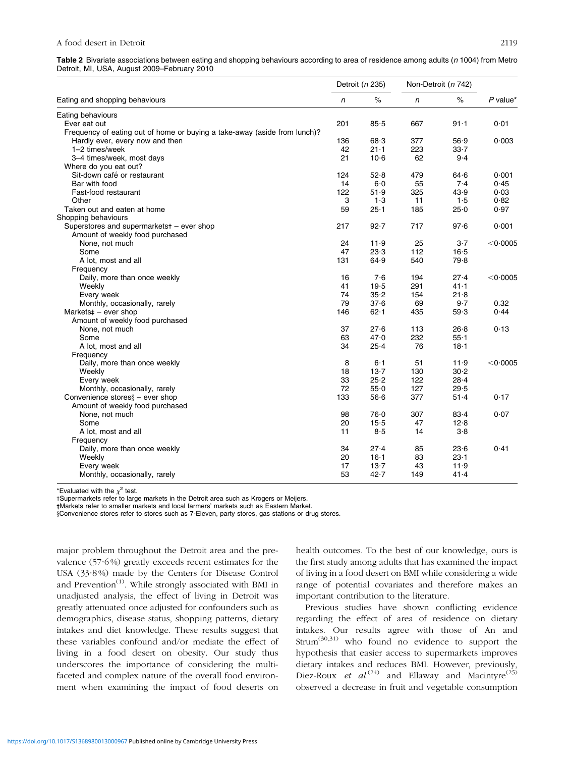**Table 2** Bivariate associations between eating and shopping behaviours according to area of residence among adults (*n* 1004) from Metro Detroit, MI, USA, August 2009–February 2010

| Eating and shopping behaviours | Detroit (*n* 235) | | Non-Detroit (*n* 742) | | *P* value* |
|---|---|---|---|---|---|
| | *n* | % | *n* | % | |
| Eating behaviours | | | | | |
| Ever eat out | 201 | 85·5 | 667 | 91·1 | 0·01 |
| Frequency of eating out of home or buying a take-away (aside from lunch)? | | | | | |
| Hardly ever, every now and then | 136 | 68·3 | 377 | 56·9 | 0·003 |
| 1–2 times/week | 42 | 21·1 | 223 | 33·7 | |
| 3–4 times/week, most days | 21 | 10·6 | 62 | 9·4 | |
| Where do you eat out? | | | | | |
| Sit-down café or restaurant | 124 | 52·8 | 479 | 64·6 | 0·001 |
| Bar with food | 14 | 6·0 | 55 | 7·4 | 0·45 |
| Fast-food restaurant | 122 | 51·9 | 325 | 43·9 | 0·03 |
| Other | 3 | 1·3 | 11 | 1·5 | 0·82 |
| Taken out and eaten at home | 59 | 25·1 | 185 | 25·0 | 0·97 |
| Shopping behaviours | | | | | |
| Superstores and supermarkets† – ever shop | 217 | 92·7 | 717 | 97·6 | 0·001 |
| Amount of weekly food purchased | | | | | |
| None, not much | 24 | 11·9 | 25 | 3·7 | <0·0005 |
| Some | 47 | 23·3 | 112 | 16·5 | |
| A lot, most and all | 131 | 64·9 | 540 | 79·8 | |
| Frequency | | | | | |
| Daily, more than once weekly | 16 | 7·6 | 194 | 27·4 | <0·0005 |
| Weekly | 41 | 19·5 | 291 | 41·1 | |
| Every week | 74 | 35·2 | 154 | 21·8 | |
| Monthly, occasionally, rarely | 79 | 37·6 | 69 | 9·7 | 0·32 |
| Markets‡ – ever shop | 146 | 62·1 | 435 | 59·3 | 0·44 |
| Amount of weekly food purchased | | | | | |
| None, not much | 37 | 27·6 | 113 | 26·8 | 0·13 |
| Some | 63 | 47·0 | 232 | 55·1 | |
| A lot, most and all | 34 | 25·4 | 76 | 18·1 | |
| Frequency | | | | | |
| Daily, more than once weekly | 8 | 6·1 | 51 | 11·9 | <0·0005 |
| Weekly | 18 | 13·7 | 130 | 30·2 | |
| Every week | 33 | 25·2 | 122 | 28·4 | |
| Monthly, occasionally, rarely | 72 | 55·0 | 127 | 29·5 | |
| Convenience stores§ – ever shop | 133 | 56·6 | 377 | 51·4 | 0·17 |
| Amount of weekly food purchased | | | | | |
| None, not much | 98 | 76·0 | 307 | 83·4 | 0·07 |
| Some | 20 | 15·5 | 47 | 12·8 | |
| A lot, most and all | 11 | 8·5 | 14 | 3·8 | |
| Frequency | | | | | |
| Daily, more than once weekly | 34 | 27·4 | 85 | 23·6 | 0·41 |
| Weekly | 20 | 16·1 | 83 | 23·1 | |
| Every week | 17 | 13·7 | 43 | 11·9 | |
| Monthly, occasionally, rarely | 53 | 42·7 | 149 | 41·4 | |

*Evaluated with the $\chi^2$ test.
†Supermarkets refer to large markets in the Detroit area such as Krogers or Meijers.
‡Markets refer to smaller markets and local farmers' markets such as Eastern Market.
§Convenience stores refer to stores such as 7-Eleven, party stores, gas stations or drug stores.

major problem throughout the Detroit area and the prevalence (57·6 %) greatly exceeds recent estimates for the USA (33·8 %) made by the Centers for Disease Control and Prevention[1]. While strongly associated with BMI in unadjusted analysis, the effect of living in Detroit was greatly attenuated once adjusted for confounders such as demographics, disease status, shopping patterns, dietary intakes and diet knowledge. These results suggest that these variables confound and/or mediate the effect of living in a food desert on obesity. Our study thus underscores the importance of considering the multi-faceted and complex nature of the overall food environment when examining the impact of food deserts on health outcomes. To the best of our knowledge, ours is the first study among adults that has examined the impact of living in a food desert on BMI while considering a wide range of potential covariates and therefore makes an important contribution to the literature.

Previous studies have shown conflicting evidence regarding the effect of area of residence on dietary intakes. Our results agree with those of An and Strum[30,31] who found no evidence to support the hypothesis that easier access to supermarkets improves dietary intakes and reduces BMI. However, previously, Diez-Roux *et al.*[24] and Ellaway and Macintyre[25] observed a decrease in fruit and vegetable consumption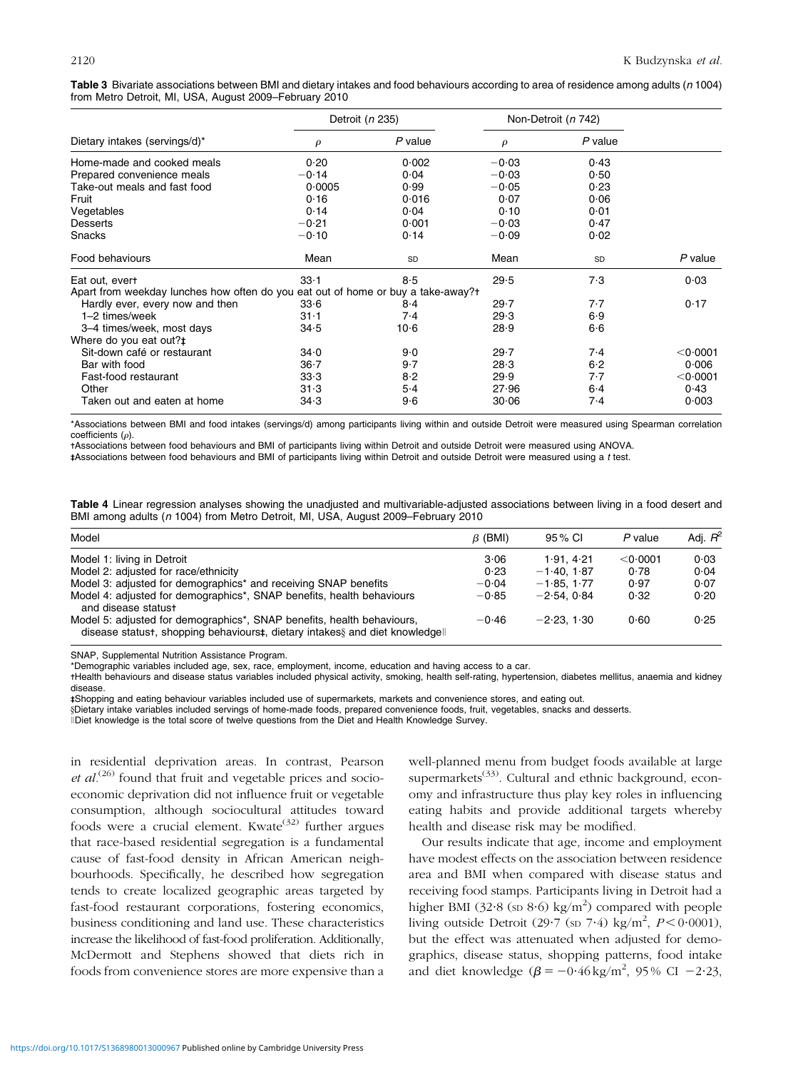**Table 3** Bivariate associations between BMI and dietary intakes and food behaviours according to area of residence among adults (*n* 1004) from Metro Detroit, MI, USA, August 2009–February 2010

| | Detroit (*n* 235) | | Non-Detroit (*n* 742) | | |
|---|---|---|---|---|---|
| Dietary intakes (servings/d)* | $\rho$ | *P* value | $\rho$ | *P* value | |
| Home-made and cooked meals | 0·20 | 0·002 | −0·03 | 0·43 | |
| Prepared convenience meals | −0·14 | 0·04 | −0·03 | 0·50 | |
| Take-out meals and fast food | 0·0005 | 0·99 | −0·05 | 0·23 | |
| Fruit | 0·16 | 0·016 | 0·07 | 0·06 | |
| Vegetables | 0·14 | 0·04 | 0·10 | 0·01 | |
| Desserts | −0·21 | 0·001 | −0·03 | 0·47 | |
| Snacks | −0·10 | 0·14 | −0·09 | 0·02 | |
| Food behaviours | Mean | SD | Mean | SD | *P* value |
| Eat out, ever† | 33·1 | 8·5 | 29·5 | 7·3 | 0·03 |
| Apart from weekday lunches how often do you eat out of home or buy a take-away?† | | | | | |
| Hardly ever, every now and then | 33·6 | 8·4 | 29·7 | 7·7 | 0·17 |
| 1–2 times/week | 31·1 | 7·4 | 29·3 | 6·9 | |
| 3–4 times/week, most days | 34·5 | 10·6 | 28·9 | 6·6 | |
| Where do you eat out?‡ | | | | | |
| Sit-down café or restaurant | 34·0 | 9·0 | 29·7 | 7·4 | <0·0001 |
| Bar with food | 36·7 | 9·7 | 28·3 | 6·2 | 0·006 |
| Fast-food restaurant | 33·3 | 8·2 | 29·9 | 7·7 | <0·0001 |
| Other | 31·3 | 5·4 | 27·96 | 6·4 | 0·43 |
| Taken out and eaten at home | 34·3 | 9·6 | 30·06 | 7·4 | 0·003 |

*Associations between BMI and food intakes (servings/d) among participants living within and outside Detroit were measured using Spearman correlation coefficients ($\rho$).
†Associations between food behaviours and BMI of participants living within Detroit and outside Detroit were measured using ANOVA.
‡Associations between food behaviours and BMI of participants living within Detroit and outside Detroit were measured using a *t* test.

**Table 4** Linear regression analyses showing the unadjusted and multivariable-adjusted associations between living in a food desert and BMI among adults (*n* 1004) from Metro Detroit, MI, USA, August 2009–February 2010

| Model | $\beta$ (BMI) | 95 % CI | *P* value | Adj. $R^2$ |
|---|---|---|---|---|
| Model 1: living in Detroit | 3·06 | 1·91, 4·21 | <0·0001 | 0·03 |
| Model 2: adjusted for race/ethnicity | 0·23 | −1·40, 1·87 | 0·78 | 0·04 |
| Model 3: adjusted for demographics* and receiving SNAP benefits | −0·04 | −1·85, 1·77 | 0·97 | 0·07 |
| Model 4: adjusted for demographics*, SNAP benefits, health behaviours and disease status† | −0·85 | −2·54, 0·84 | 0·32 | 0·20 |
| Model 5: adjusted for demographics*, SNAP benefits, health behaviours, disease status†, shopping behaviours‡, dietary intakes§ and diet knowledge‖ | −0·46 | −2·23, 1·30 | 0·60 | 0·25 |

SNAP, Supplemental Nutrition Assistance Program.
*Demographic variables included age, sex, race, employment, income, education and having access to a car.
†Health behaviours and disease status variables included physical activity, smoking, health self-rating, hypertension, diabetes mellitus, anaemia and kidney disease.
‡Shopping and eating behaviour variables included use of supermarkets, markets and convenience stores, and eating out.
§Dietary intake variables included servings of home-made foods, prepared convenience foods, fruit, vegetables, snacks and desserts.
‖Diet knowledge is the total score of twelve questions from the Diet and Health Knowledge Survey.

in residential deprivation areas. In contrast, Pearson *et al.*[26] found that fruit and vegetable prices and socioeconomic deprivation did not influence fruit or vegetable consumption, although sociocultural attitudes toward foods were a crucial element. Kwate[32] further argues that race-based residential segregation is a fundamental cause of fast-food density in African American neighbourhoods. Specifically, he described how segregation tends to create localized geographic areas targeted by fast-food restaurant corporations, fostering economics, business conditioning and land use. These characteristics increase the likelihood of fast-food proliferation. Additionally, McDermott and Stephens showed that diets rich in foods from convenience stores are more expensive than a well-planned menu from budget foods available at large supermarkets[33]. Cultural and ethnic background, economy and infrastructure thus play key roles in influencing eating habits and provide additional targets whereby health and disease risk may be modified.

Our results indicate that age, income and employment have modest effects on the association between residence area and BMI when compared with disease status and receiving food stamps. Participants living in Detroit had a higher BMI (32·8 (SD 8·6) kg/m$^2$) compared with people living outside Detroit (29·7 (SD 7·4) kg/m$^2$, $P<0·0001$), but the effect was attenuated when adjusted for demographics, disease status, shopping patterns, food intake and diet knowledge ($\beta = -0·46$ kg/m$^2$, 95 % CI −2·23,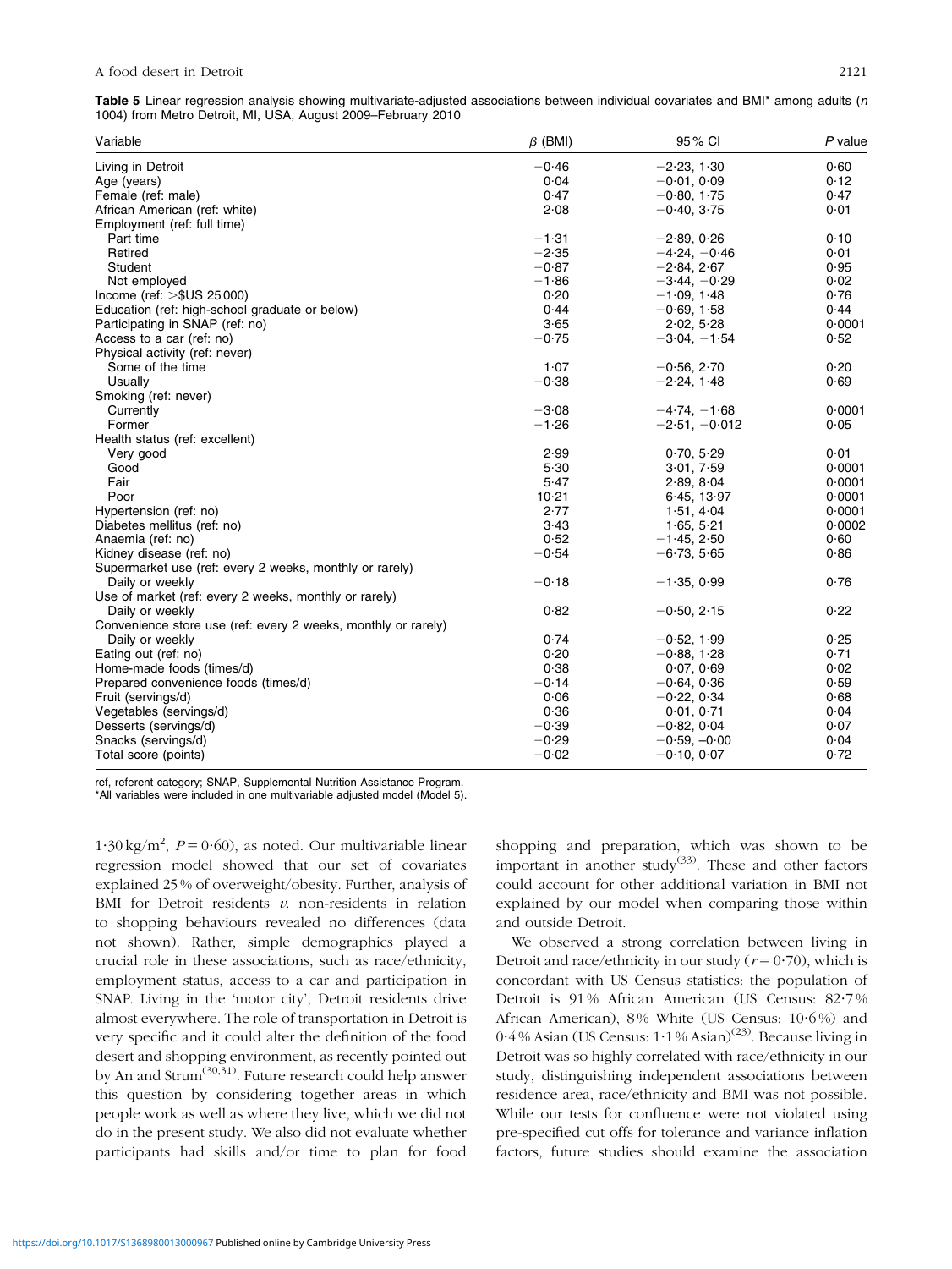**Table 5** Linear regression analysis showing multivariate-adjusted associations between individual covariates and BMI* among adults (*n* 1004) from Metro Detroit, MI, USA, August 2009–February 2010

| Variable | $\beta$ (BMI) | 95 % CI | *P* value |
|---|---|---|---|
| Living in Detroit | −0·46 | −2·23, 1·30 | 0·60 |
| Age (years) | 0·04 | −0·01, 0·09 | 0·12 |
| Female (ref: male) | 0·47 | −0·80, 1·75 | 0·47 |
| African American (ref: white) | 2·08 | −0·40, 3·75 | 0·01 |
| Employment (ref: full time) | | | |
| Part time | −1·31 | −2·89, 0·26 | 0·10 |
| Retired | −2·35 | −4·24, −0·46 | 0·01 |
| Student | −0·87 | −2·84, 2·67 | 0·95 |
| Not employed | −1·86 | −3·44, −0·29 | 0·02 |
| Income (ref: >$US 25 000) | 0·20 | −1·09, 1·48 | 0·76 |
| Education (ref: high-school graduate or below) | 0·44 | −0·69, 1·58 | 0·44 |
| Participating in SNAP (ref: no) | 3·65 | 2·02, 5·28 | 0·0001 |
| Access to a car (ref: no) | −0·75 | −3·04, −1·54 | 0·52 |
| Physical activity (ref: never) | | | |
| Some of the time | 1·07 | −0·56, 2·70 | 0·20 |
| Usually | −0·38 | −2·24, 1·48 | 0·69 |
| Smoking (ref: never) | | | |
| Currently | −3·08 | −4·74, −1·68 | 0·0001 |
| Former | −1·26 | −2·51, −0·012 | 0·05 |
| Health status (ref: excellent) | | | |
| Very good | 2·99 | 0·70, 5·29 | 0·01 |
| Good | 5·30 | 3·01, 7·59 | 0·0001 |
| Fair | 5·47 | 2·89, 8·04 | 0·0001 |
| Poor | 10·21 | 6·45, 13·97 | 0·0001 |
| Hypertension (ref: no) | 2·77 | 1·51, 4·04 | 0·0001 |
| Diabetes mellitus (ref: no) | 3·43 | 1·65, 5·21 | 0·0002 |
| Anaemia (ref: no) | 0·52 | −1·45, 2·50 | 0·60 |
| Kidney disease (ref: no) | −0·54 | −6·73, 5·65 | 0·86 |
| Supermarket use (ref: every 2 weeks, monthly or rarely) | | | |
| Daily or weekly | −0·18 | −1·35, 0·99 | 0·76 |
| Use of market (ref: every 2 weeks, monthly or rarely) | | | |
| Daily or weekly | 0·82 | −0·50, 2·15 | 0·22 |
| Convenience store use (ref: every 2 weeks, monthly or rarely) | | | |
| Daily or weekly | 0·74 | −0·52, 1·99 | 0·25 |
| Eating out (ref: no) | 0·20 | −0·88, 1·28 | 0·71 |
| Home-made foods (times/d) | 0·38 | 0·07, 0·69 | 0·02 |
| Prepared convenience foods (times/d) | −0·14 | −0·64, 0·36 | 0·59 |
| Fruit (servings/d) | 0·06 | −0·22, 0·34 | 0·68 |
| Vegetables (servings/d) | 0·36 | 0·01, 0·71 | 0·04 |
| Desserts (servings/d) | −0·39 | −0·82, 0·04 | 0·07 |
| Snacks (servings/d) | −0·29 | −0·59, −0·00 | 0·04 |
| Total score (points) | −0·02 | −0·10, 0·07 | 0·72 |

ref, referent category; SNAP, Supplemental Nutrition Assistance Program.
*All variables were included in one multivariable adjusted model (Model 5).

1·30 kg/m², *P* = 0·60), as noted. Our multivariable linear regression model showed that our set of covariates explained 25 % of overweight/obesity. Further, analysis of BMI for Detroit residents *v.* non-residents in relation to shopping behaviours revealed no differences (data not shown). Rather, simple demographics played a crucial role in these associations, such as race/ethnicity, employment status, access to a car and participation in SNAP. Living in the 'motor city', Detroit residents drive almost everywhere. The role of transportation in Detroit is very specific and it could alter the definition of the food desert and shopping environment, as recently pointed out by An and Strum[30,31]. Future research could help answer this question by considering together areas in which people work as well as where they live, which we did not do in the present study. We also did not evaluate whether participants had skills and/or time to plan for food shopping and preparation, which was shown to be important in another study[33]. These and other factors could account for other additional variation in BMI not explained by our model when comparing those within and outside Detroit.

We observed a strong correlation between living in Detroit and race/ethnicity in our study (*r* = 0·70), which is concordant with US Census statistics: the population of Detroit is 91 % African American (US Census: 82·7 % African American), 8 % White (US Census: 10·6 %) and 0·4 % Asian (US Census: 1·1 % Asian)[23]. Because living in Detroit was so highly correlated with race/ethnicity in our study, distinguishing independent associations between residence area, race/ethnicity and BMI was not possible. While our tests for confluence were not violated using pre-specified cut offs for tolerance and variance inflation factors, future studies should examine the association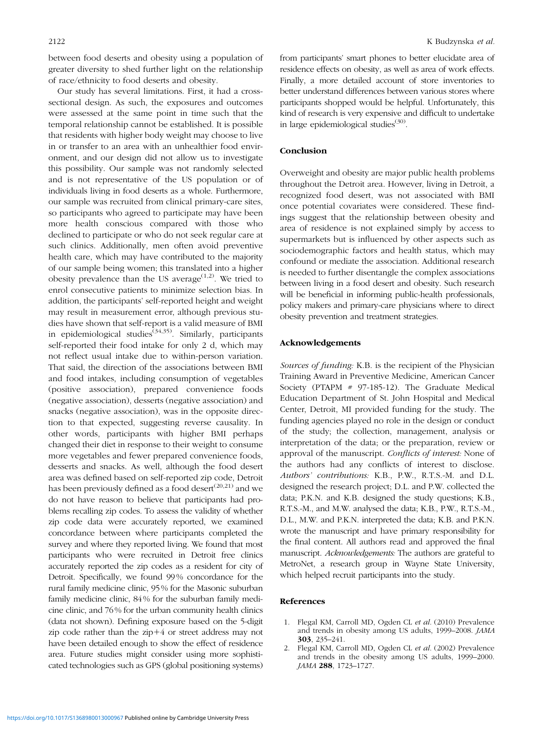between food deserts and obesity using a population of greater diversity to shed further light on the relationship of race/ethnicity to food deserts and obesity.

Our study has several limitations. First, it had a cross-sectional design. As such, the exposures and outcomes were assessed at the same point in time such that the temporal relationship cannot be established. It is possible that residents with higher body weight may choose to live in or transfer to an area with an unhealthier food environment, and our design did not allow us to investigate this possibility. Our sample was not randomly selected and is not representative of the US population or of individuals living in food deserts as a whole. Furthermore, our sample was recruited from clinical primary-care sites, so participants who agreed to participate may have been more health conscious compared with those who declined to participate or who do not seek regular care at such clinics. Additionally, men often avoid preventive health care, which may have contributed to the majority of our sample being women; this translated into a higher obesity prevalence than the US average[1,2]. We tried to enrol consecutive patients to minimize selection bias. In addition, the participants' self-reported height and weight may result in measurement error, although previous studies have shown that self-report is a valid measure of BMI in epidemiological studies[34,35]. Similarly, participants self-reported their food intake for only 2 d, which may not reflect usual intake due to within-person variation. That said, the direction of the associations between BMI and food intakes, including consumption of vegetables (positive association), prepared convenience foods (negative association), desserts (negative association) and snacks (negative association), was in the opposite direction to that expected, suggesting reverse causality. In other words, participants with higher BMI perhaps changed their diet in response to their weight to consume more vegetables and fewer prepared convenience foods, desserts and snacks. As well, although the food desert area was defined based on self-reported zip code, Detroit has been previously defined as a food desert[20,21] and we do not have reason to believe that participants had problems recalling zip codes. To assess the validity of whether zip code data were accurately reported, we examined concordance between where participants completed the survey and where they reported living. We found that most participants who were recruited in Detroit free clinics accurately reported the zip codes as a resident for city of Detroit. Specifically, we found 99 % concordance for the rural family medicine clinic, 95 % for the Masonic suburban family medicine clinic, 84 % for the suburban family medicine clinic, and 76 % for the urban community health clinics (data not shown). Defining exposure based on the 5-digit zip code rather than the zip+4 or street address may not have been detailed enough to show the effect of residence area. Future studies might consider using more sophisticated technologies such as GPS (global positioning systems) from participants' smart phones to better elucidate area of residence effects on obesity, as well as area of work effects. Finally, a more detailed account of store inventories to better understand differences between various stores where participants shopped would be helpful. Unfortunately, this kind of research is very expensive and difficult to undertake in large epidemiological studies[30].

## Conclusion

Overweight and obesity are major public health problems throughout the Detroit area. However, living in Detroit, a recognized food desert, was not associated with BMI once potential covariates were considered. These findings suggest that the relationship between obesity and area of residence is not explained simply by access to supermarkets but is influenced by other aspects such as sociodemographic factors and health status, which may confound or mediate the association. Additional research is needed to further disentangle the complex associations between living in a food desert and obesity. Such research will be beneficial in informing public-health professionals, policy makers and primary-care physicians where to direct obesity prevention and treatment strategies.

## Acknowledgements

*Sources of funding:* K.B. is the recipient of the Physician Training Award in Preventive Medicine, American Cancer Society (PTAPM # 97-185-12). The Graduate Medical Education Department of St. John Hospital and Medical Center, Detroit, MI provided funding for the study. The funding agencies played no role in the design or conduct of the study; the collection, management, analysis or interpretation of the data; or the preparation, review or approval of the manuscript. *Conflicts of interest:* None of the authors had any conflicts of interest to disclose. *Authors' contributions:* K.B., P.W., R.T.S.-M. and D.L. designed the research project; D.L. and P.W. collected the data; P.K.N. and K.B. designed the study questions; K.B., R.T.S.-M., and M.W. analysed the data; K.B., P.W., R.T.S.-M., D.L., M.W. and P.K.N. interpreted the data; K.B. and P.K.N. wrote the manuscript and have primary responsibility for the final content. All authors read and approved the final manuscript. *Acknowledgements:* The authors are grateful to MetroNet, a research group in Wayne State University, which helped recruit participants into the study.

## References

1. Flegal KM, Carroll MD, Ogden CL *et al.* (2010) Prevalence and trends in obesity among US adults, 1999–2008. *JAMA* **303**, 235–241.
2. Flegal KM, Carroll MD, Ogden CL *et al.* (2002) Prevalence and trends in the obesity among US adults, 1999–2000. *JAMA* **288**, 1723–1727.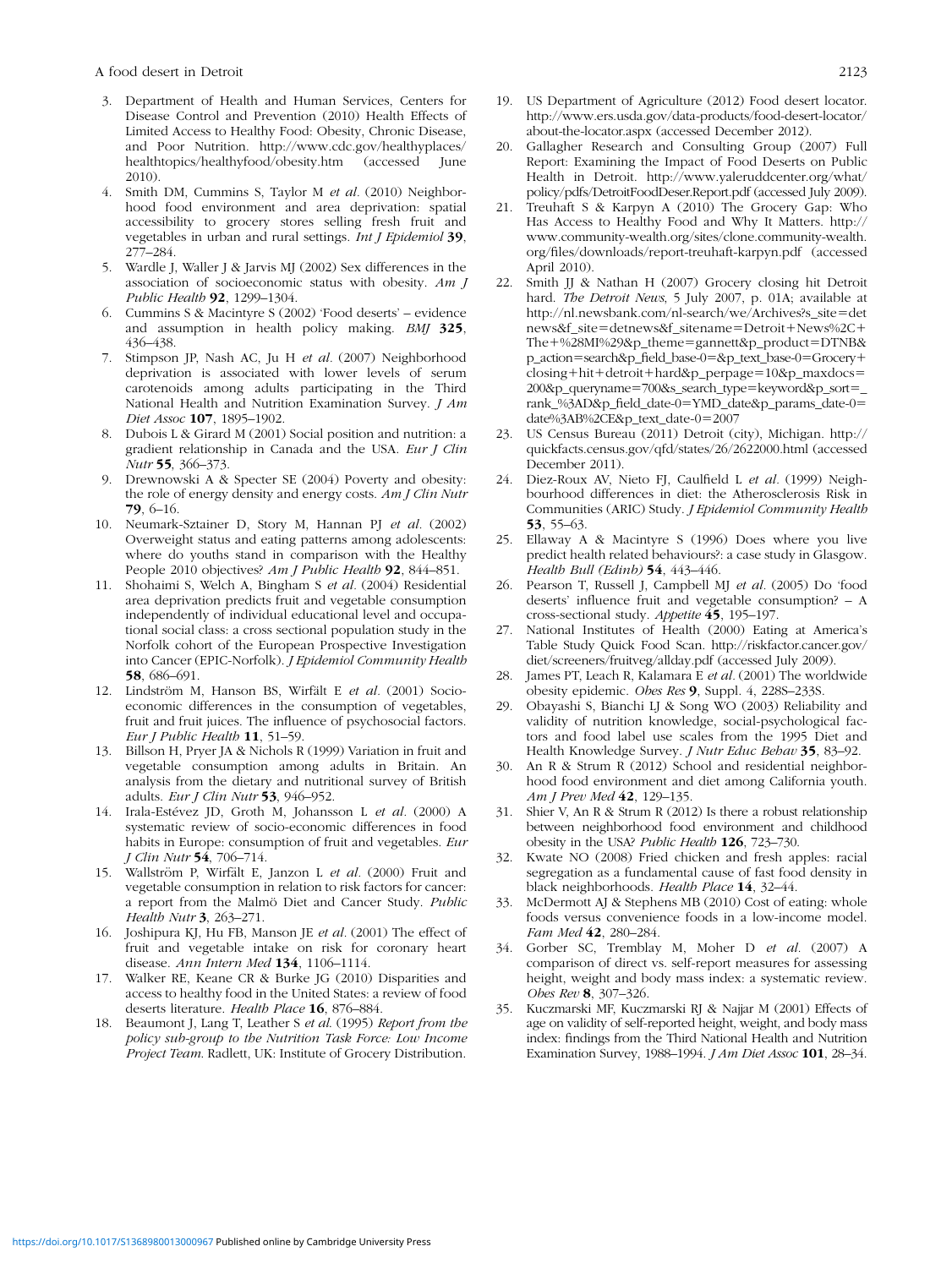3. Department of Health and Human Services, Centers for Disease Control and Prevention (2010) Health Effects of Limited Access to Healthy Food: Obesity, Chronic Disease, and Poor Nutrition. http://www.cdc.gov/healthyplaces/healthtopics/healthyfood/obesity.htm (accessed June 2010).
4. Smith DM, Cummins S, Taylor M *et al.* (2010) Neighborhood food environment and area deprivation: spatial accessibility to grocery stores selling fresh fruit and vegetables in urban and rural settings. *Int J Epidemiol* **39**, 277–284.
5. Wardle J, Waller J & Jarvis MJ (2002) Sex differences in the association of socioeconomic status with obesity. *Am J Public Health* **92**, 1299–1304.
6. Cummins S & Macintyre S (2002) 'Food deserts' – evidence and assumption in health policy making. *BMJ* **325**, 436–438.
7. Stimpson JP, Nash AC, Ju H *et al.* (2007) Neighborhood deprivation is associated with lower levels of serum carotenoids among adults participating in the Third National Health and Nutrition Examination Survey. *J Am Diet Assoc* **107**, 1895–1902.
8. Dubois L & Girard M (2001) Social position and nutrition: a gradient relationship in Canada and the USA. *Eur J Clin Nutr* **55**, 366–373.
9. Drewnowski A & Specter SE (2004) Poverty and obesity: the role of energy density and energy costs. *Am J Clin Nutr* **79**, 6–16.
10. Neumark-Sztainer D, Story M, Hannan PJ *et al.* (2002) Overweight status and eating patterns among adolescents: where do youths stand in comparison with the Healthy People 2010 objectives? *Am J Public Health* **92**, 844–851.
11. Shohaimi S, Welch A, Bingham S *et al.* (2004) Residential area deprivation predicts fruit and vegetable consumption independently of individual educational level and occupational social class: a cross sectional population study in the Norfolk cohort of the European Prospective Investigation into Cancer (EPIC-Norfolk). *J Epidemiol Community Health* **58**, 686–691.
12. Lindström M, Hanson BS, Wirfält E *et al.* (2001) Socioeconomic differences in the consumption of vegetables, fruit and fruit juices. The influence of psychosocial factors. *Eur J Public Health* **11**, 51–59.
13. Billson H, Pryer JA & Nichols R (1999) Variation in fruit and vegetable consumption among adults in Britain. An analysis from the dietary and nutritional survey of British adults. *Eur J Clin Nutr* **53**, 946–952.
14. Irala-Estévez JD, Groth M, Johansson L *et al.* (2000) A systematic review of socio-economic differences in food habits in Europe: consumption of fruit and vegetables. *Eur J Clin Nutr* **54**, 706–714.
15. Wallström P, Wirfält E, Janzon L *et al.* (2000) Fruit and vegetable consumption in relation to risk factors for cancer: a report from the Malmö Diet and Cancer Study. *Public Health Nutr* **3**, 263–271.
16. Joshipura KJ, Hu FB, Manson JE *et al.* (2001) The effect of fruit and vegetable intake on risk for coronary heart disease. *Ann Intern Med* **134**, 1106–1114.
17. Walker RE, Keane CR & Burke JG (2010) Disparities and access to healthy food in the United States: a review of food deserts literature. *Health Place* **16**, 876–884.
18. Beaumont J, Lang T, Leather S *et al.* (1995) *Report from the policy sub-group to the Nutrition Task Force: Low Income Project Team*. Radlett, UK: Institute of Grocery Distribution.
19. US Department of Agriculture (2012) Food desert locator. http://www.ers.usda.gov/data-products/food-desert-locator/about-the-locator.aspx (accessed December 2012).
20. Gallagher Research and Consulting Group (2007) Full Report: Examining the Impact of Food Deserts on Public Health in Detroit. http://www.yaleruddcenter.org/what/policy/pdfs/DetroitFoodDeser.Report.pdf (accessed July 2009).
21. Treuhaft S & Karpyn A (2010) The Grocery Gap: Who Has Access to Healthy Food and Why It Matters. http://www.community-wealth.org/sites/clone.community-wealth.org/files/downloads/report-treuhaft-karpyn.pdf (accessed April 2010).
22. Smith JJ & Nathan H (2007) Grocery closing hit Detroit hard. *The Detroit News*, 5 July 2007, p. 01A; available at http://nl.newsbank.com/nl-search/we/Archives?s_site=detnews&f_site=detnews&f_sitename=Detroit+News%2C+The+%28MI%29&p_theme=gannett&p_product=DTNB&p_action=search&p_field_base-0=&p_text_base-0=Grocery+closing+hit+detroit+hard&p_perpage=10&p_maxdocs=200&p_queryname=700&s_search_type=keyword&p_sort=_rank_%3AD&p_field_date-0=YMD_date&p_params_date-0=date%3AB%2CE&p_text_date-0=2007
23. US Census Bureau (2011) Detroit (city), Michigan. http://quickfacts.census.gov/qfd/states/26/2622000.html (accessed December 2011).
24. Diez-Roux AV, Nieto FJ, Caulfield L *et al.* (1999) Neighbourhood differences in diet: the Atherosclerosis Risk in Communities (ARIC) Study. *J Epidemiol Community Health* **53**, 55–63.
25. Ellaway A & Macintyre S (1996) Does where you live predict health related behaviours?: a case study in Glasgow. *Health Bull (Edinb)* **54**, 443–446.
26. Pearson T, Russell J, Campbell MJ *et al.* (2005) Do 'food deserts' influence fruit and vegetable consumption? – A cross-sectional study. *Appetite* **45**, 195–197.
27. National Institutes of Health (2000) Eating at America's Table Study Quick Food Scan. http://riskfactor.cancer.gov/diet/screeners/fruitveg/allday.pdf (accessed July 2009).
28. James PT, Leach R, Kalamara E *et al.* (2001) The worldwide obesity epidemic. *Obes Res* **9**, Suppl. 4, 228S–233S.
29. Obayashi S, Bianchi LJ & Song WO (2003) Reliability and validity of nutrition knowledge, social-psychological factors and food label use scales from the 1995 Diet and Health Knowledge Survey. *J Nutr Educ Behav* **35**, 83–92.
30. An R & Strum R (2012) School and residential neighborhood food environment and diet among California youth. *Am J Prev Med* **42**, 129–135.
31. Shier V, An R & Strum R (2012) Is there a robust relationship between neighborhood food environment and childhood obesity in the USA? *Public Health* **126**, 723–730.
32. Kwate NO (2008) Fried chicken and fresh apples: racial segregation as a fundamental cause of fast food density in black neighborhoods. *Health Place* **14**, 32–44.
33. McDermott AJ & Stephens MB (2010) Cost of eating: whole foods versus convenience foods in a low-income model. *Fam Med* **42**, 280–284.
34. Gorber SC, Tremblay M, Moher D *et al.* (2007) A comparison of direct vs. self-report measures for assessing height, weight and body mass index: a systematic review. *Obes Rev* **8**, 307–326.
35. Kuczmarski MF, Kuczmarski RJ & Najjar M (2001) Effects of age on validity of self-reported height, weight, and body mass index: findings from the Third National Health and Nutrition Examination Survey, 1988–1994. *J Am Diet Assoc* **101**, 28–34.